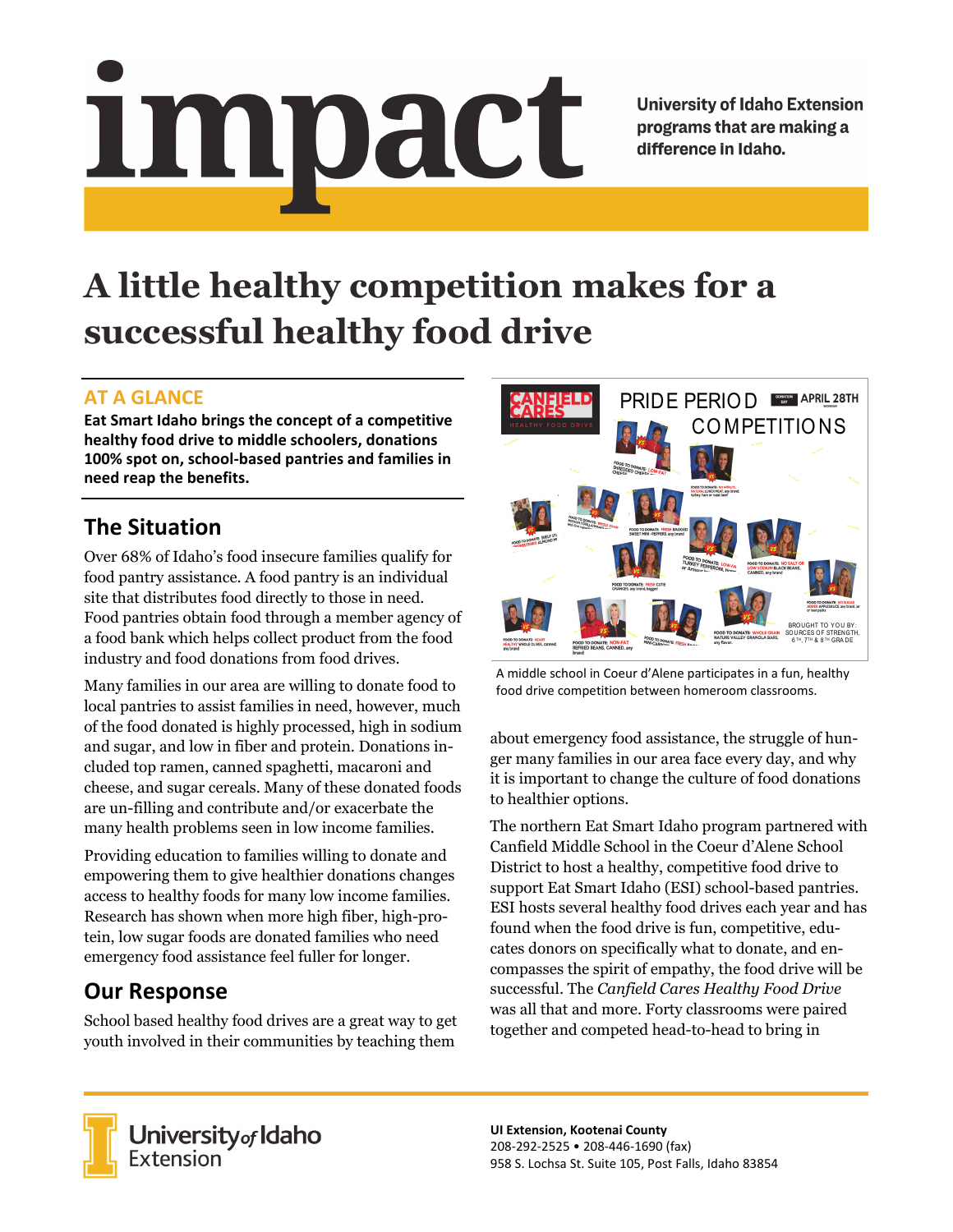# impact

University of Idaho Extension programs that are making a difference in Idaho.

# A little healthy competition makes for a successful healthy food drive

## AT A GLANCE

**Eat Smart Idaho brings the concept of a competitive healthy food drive to middle schoolers, donations 100% spot on, school-based pantries and families in need reap the benefits.**

## The Situation

Over 68% of Idaho's food insecure families qualify for food pantry assistance. A food pantry is an individual site that distributes food directly to those in need. Food pantries obtain food through a member agency of a food bank which helps collect product from the food industry and food donations from food drives.

Many families in our area are willing to donate food to local pantries to assist families in need, however, much of the food donated is highly processed, high in sodium and sugar, and low in fiber and protein. Donations included top ramen, canned spaghetti, macaroni and cheese, and sugar cereals. Many of these donated foods are un-filling and contribute and/or exacerbate the many health problems seen in low income families.

Providing education to families willing to donate and empowering them to give healthier donations changes access to healthy foods for many low income families. Research has shown when more high fiber, high-protein, low sugar foods are donated families who need emergency food assistance feel fuller for longer.

## Our Response

School based healthy food drives are a great way to get youth involved in their communities by teaching them about emergency food assistance, the struggle of hunger many families in our area face every day, and why it is important to change the culture of food donations to healthier options.

A middle school in Coeur d'Alene participates in a fun, healthy food drive competition between homeroom classrooms.

The northern Eat Smart Idaho program partnered with Canfield Middle School in the Coeur d'Alene School District to host a healthy, competitive food drive to support Eat Smart Idaho (ESI) school-based pantries. ESI hosts several healthy food drives each year and has found when the food drive is fun, competitive, educates donors on specifically what to donate, and encompasses the spirit of empathy, the food drive will be successful. The *Canfield Cares Healthy Food Drive* was all that and more. Forty classrooms were paired together and competed head-to-head to bring in

University of Idaho Extension

**UI Extension, Kootenai County**
208-292-2525 • 208-446-1690 (fax)
958 S. Lochsa St. Suite 105, Post Falls, Idaho 83854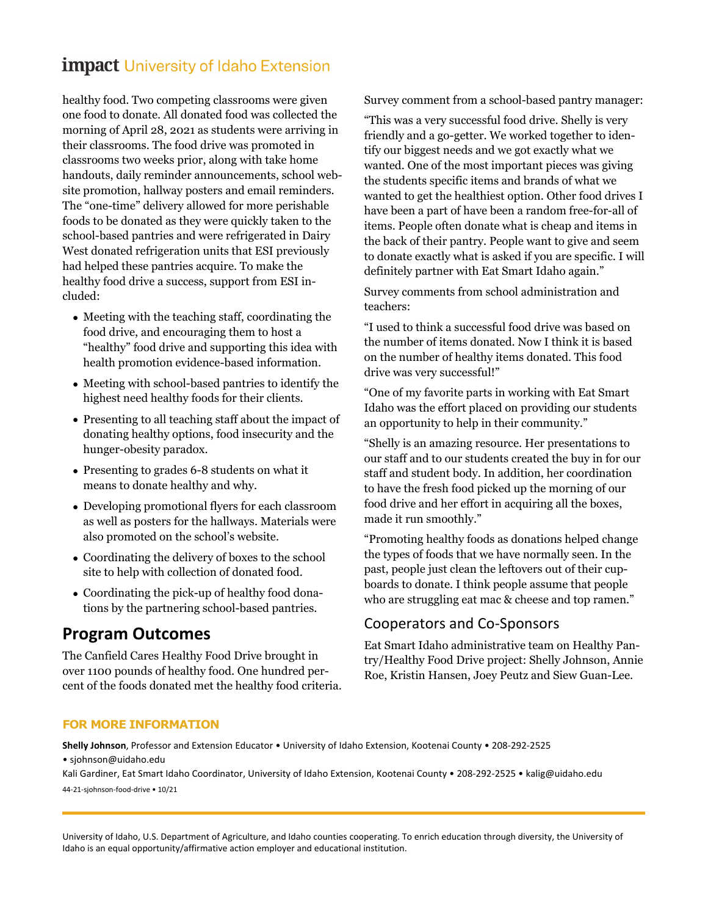healthy food. Two competing classrooms were given one food to donate. All donated food was collected the morning of April 28, 2021 as students were arriving in their classrooms. The food drive was promoted in classrooms two weeks prior, along with take home handouts, daily reminder announcements, school website promotion, hallway posters and email reminders. The "one-time" delivery allowed for more perishable foods to be donated as they were quickly taken to the school-based pantries and were refrigerated in Dairy West donated refrigeration units that ESI previously had helped these pantries acquire. To make the healthy food drive a success, support from ESI included:

- Meeting with the teaching staff, coordinating the food drive, and encouraging them to host a "healthy" food drive and supporting this idea with health promotion evidence-based information.
- Meeting with school-based pantries to identify the highest need healthy foods for their clients.
- Presenting to all teaching staff about the impact of donating healthy options, food insecurity and the hunger-obesity paradox.
- Presenting to grades 6-8 students on what it means to donate healthy and why.
- Developing promotional flyers for each classroom as well as posters for the hallways. Materials were also promoted on the school's website.
- Coordinating the delivery of boxes to the school site to help with collection of donated food.
- Coordinating the pick-up of healthy food donations by the partnering school-based pantries.

## Program Outcomes

The Canfield Cares Healthy Food Drive brought in over 1100 pounds of healthy food. One hundred percent of the foods donated met the healthy food criteria.

Survey comment from a school-based pantry manager:

"This was a very successful food drive. Shelly is very friendly and a go-getter. We worked together to identify our biggest needs and we got exactly what we wanted. One of the most important pieces was giving the students specific items and brands of what we wanted to get the healthiest option. Other food drives I have been a part of have been a random free-for-all of items. People often donate what is cheap and items in the back of their pantry. People want to give and seem to donate exactly what is asked if you are specific. I will definitely partner with Eat Smart Idaho again."

Survey comments from school administration and teachers:

"I used to think a successful food drive was based on the number of items donated. Now I think it is based on the number of healthy items donated. This food drive was very successful!"

"One of my favorite parts in working with Eat Smart Idaho was the effort placed on providing our students an opportunity to help in their community."

"Shelly is an amazing resource. Her presentations to our staff and to our students created the buy in for our staff and student body. In addition, her coordination to have the fresh food picked up the morning of our food drive and her effort in acquiring all the boxes, made it run smoothly."

"Promoting healthy foods as donations helped change the types of foods that we have normally seen. In the past, people just clean the leftovers out of their cupboards to donate. I think people assume that people who are struggling eat mac & cheese and top ramen."

## Cooperators and Co-Sponsors

Eat Smart Idaho administrative team on Healthy Pantry/Healthy Food Drive project: Shelly Johnson, Annie Roe, Kristin Hansen, Joey Peutz and Siew Guan-Lee.

### FOR MORE INFORMATION

**Shelly Johnson**, Professor and Extension Educator • University of Idaho Extension, Kootenai County • 208-292-2525 • sjohnson@uidaho.edu

Kali Gardiner, Eat Smart Idaho Coordinator, University of Idaho Extension, Kootenai County • 208-292-2525 • kalig@uidaho.edu

44-21-sjohnson-food-drive • 10/21

University of Idaho, U.S. Department of Agriculture, and Idaho counties cooperating. To enrich education through diversity, the University of Idaho is an equal opportunity/affirmative action employer and educational institution.